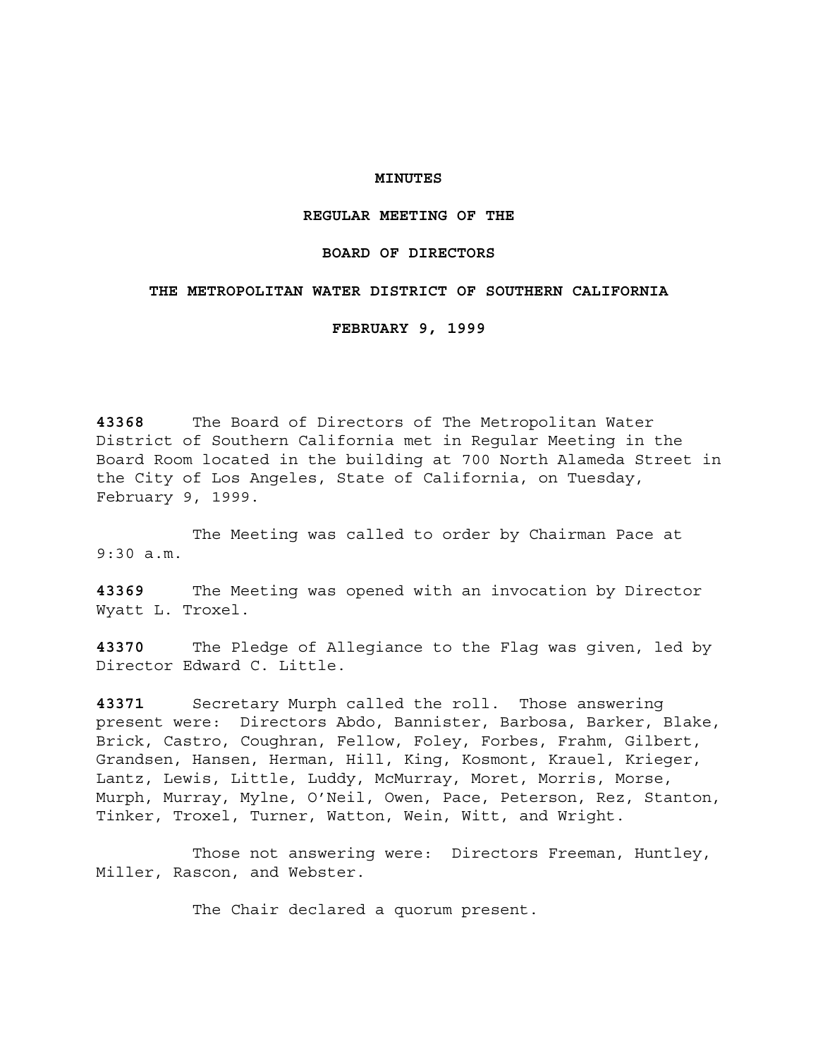# MINUTES

## REGULAR MEETING OF THE

## BOARD OF DIRECTORS

## THE METROPOLITAN WATER DISTRICT OF SOUTHERN CALIFORNIA

## FEBRUARY 9, 1999

**43368** The Board of Directors of The Metropolitan Water District of Southern California met in Regular Meeting in the Board Room located in the building at 700 North Alameda Street in the City of Los Angeles, State of California, on Tuesday, February 9, 1999.

The Meeting was called to order by Chairman Pace at 9:30 a.m.

**43369** The Meeting was opened with an invocation by Director Wyatt L. Troxel.

**43370** The Pledge of Allegiance to the Flag was given, led by Director Edward C. Little.

**43371** Secretary Murph called the roll. Those answering present were: Directors Abdo, Bannister, Barbosa, Barker, Blake, Brick, Castro, Coughran, Fellow, Foley, Forbes, Frahm, Gilbert, Grandsen, Hansen, Herman, Hill, King, Kosmont, Krauel, Krieger, Lantz, Lewis, Little, Luddy, McMurray, Moret, Morris, Morse, Murph, Murray, Mylne, O'Neil, Owen, Pace, Peterson, Rez, Stanton, Tinker, Troxel, Turner, Watton, Wein, Witt, and Wright.

Those not answering were: Directors Freeman, Huntley, Miller, Rascon, and Webster.

The Chair declared a quorum present.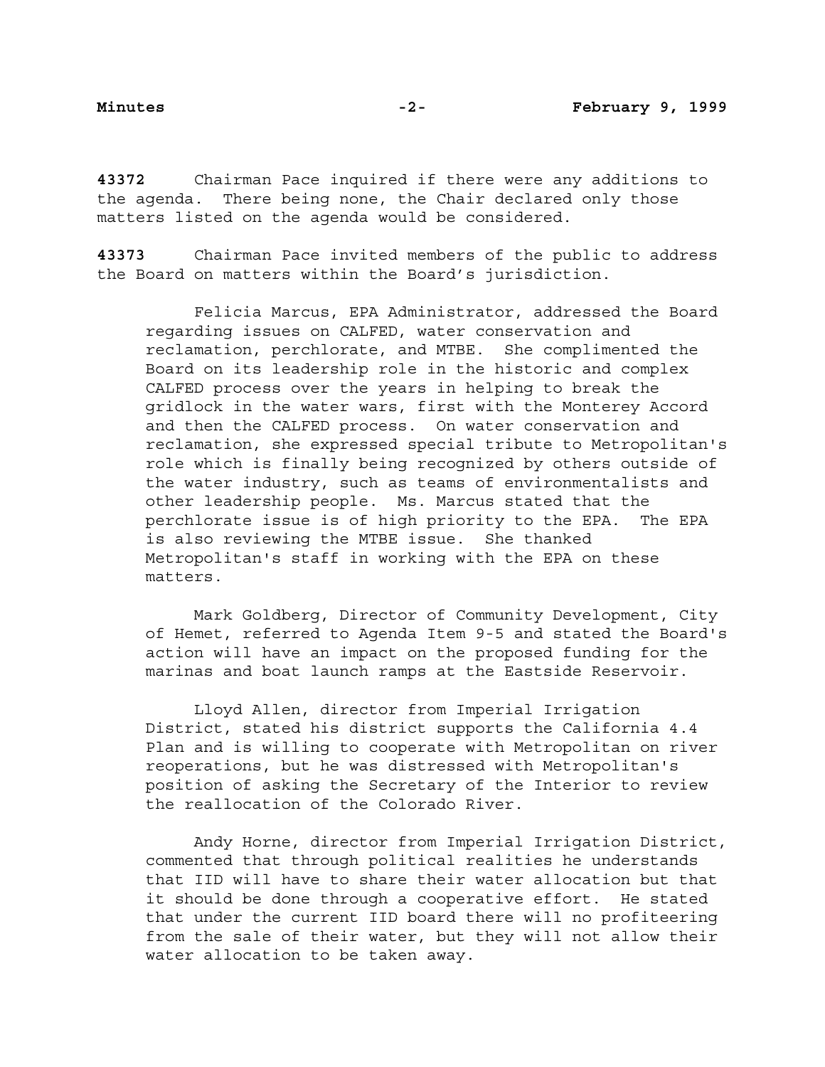**43372** Chairman Pace inquired if there were any additions to the agenda. There being none, the Chair declared only those matters listed on the agenda would be considered.

**43373** Chairman Pace invited members of the public to address the Board on matters within the Board's jurisdiction.

> Felicia Marcus, EPA Administrator, addressed the Board regarding issues on CALFED, water conservation and reclamation, perchlorate, and MTBE. She complimented the Board on its leadership role in the historic and complex CALFED process over the years in helping to break the gridlock in the water wars, first with the Monterey Accord and then the CALFED process. On water conservation and reclamation, she expressed special tribute to Metropolitan's role which is finally being recognized by others outside of the water industry, such as teams of environmentalists and other leadership people. Ms. Marcus stated that the perchlorate issue is of high priority to the EPA. The EPA is also reviewing the MTBE issue. She thanked Metropolitan's staff in working with the EPA on these matters.
>
> Mark Goldberg, Director of Community Development, City of Hemet, referred to Agenda Item 9-5 and stated the Board's action will have an impact on the proposed funding for the marinas and boat launch ramps at the Eastside Reservoir.
>
> Lloyd Allen, director from Imperial Irrigation District, stated his district supports the California 4.4 Plan and is willing to cooperate with Metropolitan on river reoperations, but he was distressed with Metropolitan's position of asking the Secretary of the Interior to review the reallocation of the Colorado River.
>
> Andy Horne, director from Imperial Irrigation District, commented that through political realities he understands that IID will have to share their water allocation but that it should be done through a cooperative effort. He stated that under the current IID board there will no profiteering from the sale of their water, but they will not allow their water allocation to be taken away.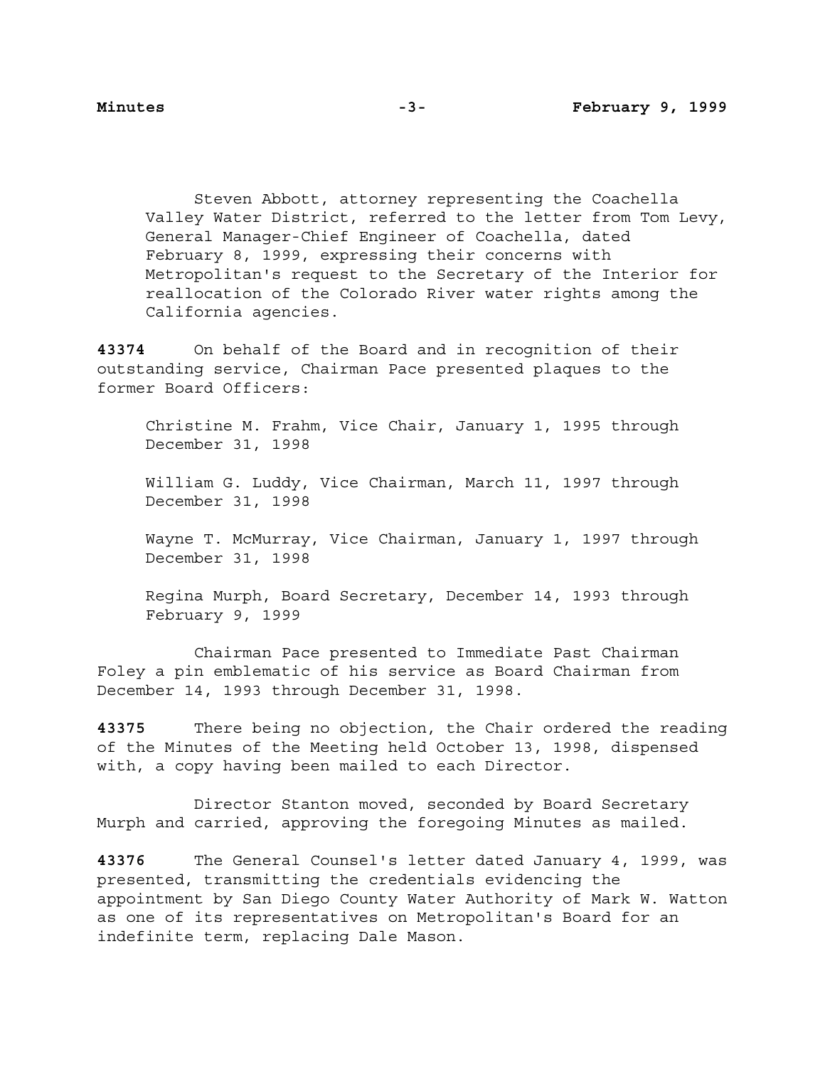Steven Abbott, attorney representing the Coachella Valley Water District, referred to the letter from Tom Levy, General Manager-Chief Engineer of Coachella, dated February 8, 1999, expressing their concerns with Metropolitan's request to the Secretary of the Interior for reallocation of the Colorado River water rights among the California agencies.

**43374** On behalf of the Board and in recognition of their outstanding service, Chairman Pace presented plaques to the former Board Officers:

Christine M. Frahm, Vice Chair, January 1, 1995 through December 31, 1998

William G. Luddy, Vice Chairman, March 11, 1997 through December 31, 1998

Wayne T. McMurray, Vice Chairman, January 1, 1997 through December 31, 1998

Regina Murph, Board Secretary, December 14, 1993 through February 9, 1999

Chairman Pace presented to Immediate Past Chairman Foley a pin emblematic of his service as Board Chairman from December 14, 1993 through December 31, 1998.

**43375** There being no objection, the Chair ordered the reading of the Minutes of the Meeting held October 13, 1998, dispensed with, a copy having been mailed to each Director.

Director Stanton moved, seconded by Board Secretary Murph and carried, approving the foregoing Minutes as mailed.

**43376** The General Counsel's letter dated January 4, 1999, was presented, transmitting the credentials evidencing the appointment by San Diego County Water Authority of Mark W. Watton as one of its representatives on Metropolitan's Board for an indefinite term, replacing Dale Mason.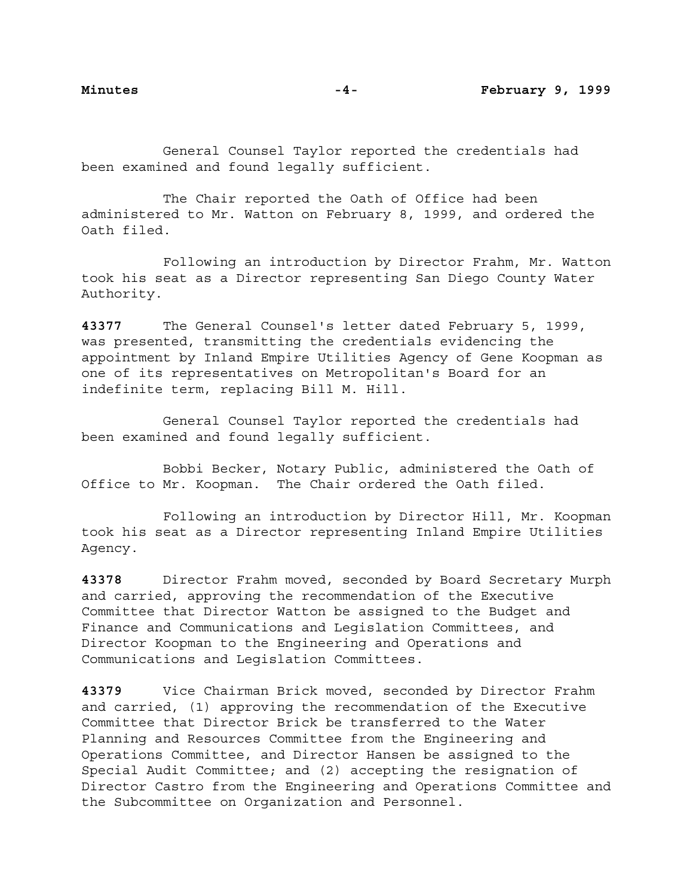General Counsel Taylor reported the credentials had been examined and found legally sufficient.

The Chair reported the Oath of Office had been administered to Mr. Watton on February 8, 1999, and ordered the Oath filed.

Following an introduction by Director Frahm, Mr. Watton took his seat as a Director representing San Diego County Water Authority.

**43377** The General Counsel's letter dated February 5, 1999, was presented, transmitting the credentials evidencing the appointment by Inland Empire Utilities Agency of Gene Koopman as one of its representatives on Metropolitan's Board for an indefinite term, replacing Bill M. Hill.

General Counsel Taylor reported the credentials had been examined and found legally sufficient.

Bobbi Becker, Notary Public, administered the Oath of Office to Mr. Koopman. The Chair ordered the Oath filed.

Following an introduction by Director Hill, Mr. Koopman took his seat as a Director representing Inland Empire Utilities Agency.

**43378** Director Frahm moved, seconded by Board Secretary Murph and carried, approving the recommendation of the Executive Committee that Director Watton be assigned to the Budget and Finance and Communications and Legislation Committees, and Director Koopman to the Engineering and Operations and Communications and Legislation Committees.

**43379** Vice Chairman Brick moved, seconded by Director Frahm and carried, (1) approving the recommendation of the Executive Committee that Director Brick be transferred to the Water Planning and Resources Committee from the Engineering and Operations Committee, and Director Hansen be assigned to the Special Audit Committee; and (2) accepting the resignation of Director Castro from the Engineering and Operations Committee and the Subcommittee on Organization and Personnel.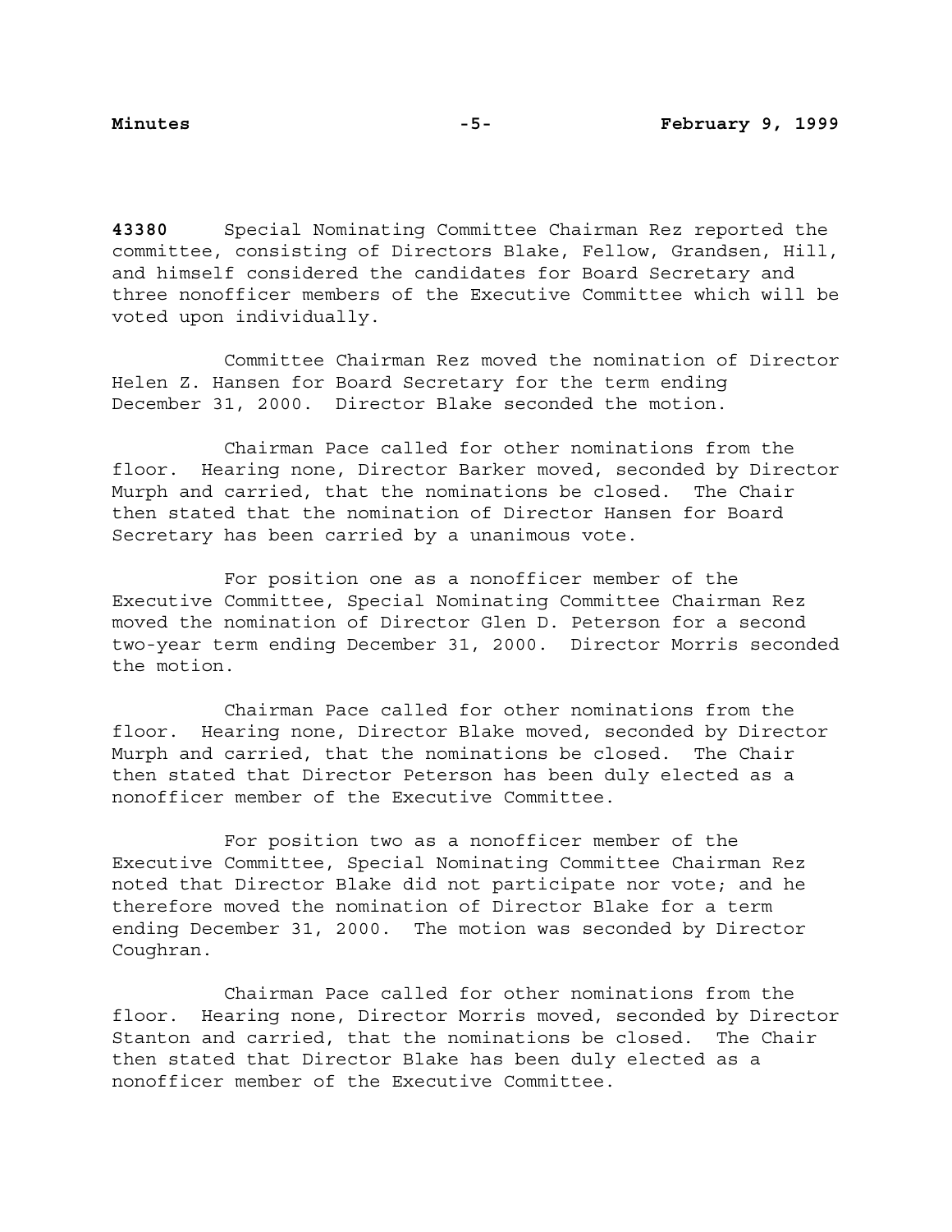**43380** Special Nominating Committee Chairman Rez reported the committee, consisting of Directors Blake, Fellow, Grandsen, Hill, and himself considered the candidates for Board Secretary and three nonofficer members of the Executive Committee which will be voted upon individually.

Committee Chairman Rez moved the nomination of Director Helen Z. Hansen for Board Secretary for the term ending December 31, 2000. Director Blake seconded the motion.

Chairman Pace called for other nominations from the floor. Hearing none, Director Barker moved, seconded by Director Murph and carried, that the nominations be closed. The Chair then stated that the nomination of Director Hansen for Board Secretary has been carried by a unanimous vote.

For position one as a nonofficer member of the Executive Committee, Special Nominating Committee Chairman Rez moved the nomination of Director Glen D. Peterson for a second two-year term ending December 31, 2000. Director Morris seconded the motion.

Chairman Pace called for other nominations from the floor. Hearing none, Director Blake moved, seconded by Director Murph and carried, that the nominations be closed. The Chair then stated that Director Peterson has been duly elected as a nonofficer member of the Executive Committee.

For position two as a nonofficer member of the Executive Committee, Special Nominating Committee Chairman Rez noted that Director Blake did not participate nor vote; and he therefore moved the nomination of Director Blake for a term ending December 31, 2000. The motion was seconded by Director Coughran.

Chairman Pace called for other nominations from the floor. Hearing none, Director Morris moved, seconded by Director Stanton and carried, that the nominations be closed. The Chair then stated that Director Blake has been duly elected as a nonofficer member of the Executive Committee.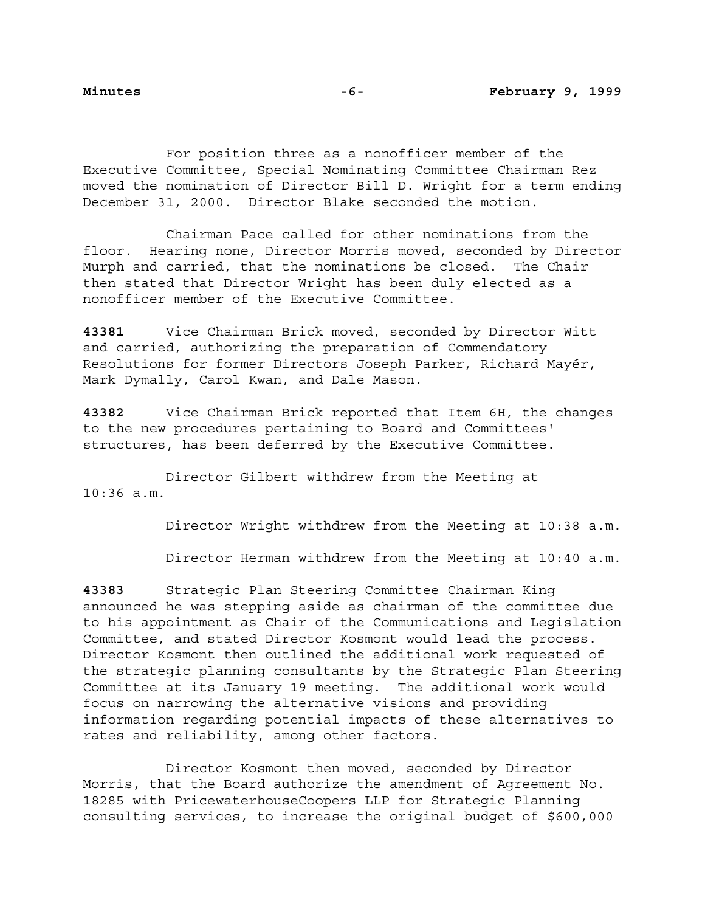For position three as a nonofficer member of the Executive Committee, Special Nominating Committee Chairman Rez moved the nomination of Director Bill D. Wright for a term ending December 31, 2000. Director Blake seconded the motion.

Chairman Pace called for other nominations from the floor. Hearing none, Director Morris moved, seconded by Director Murph and carried, that the nominations be closed. The Chair then stated that Director Wright has been duly elected as a nonofficer member of the Executive Committee.

**43381** Vice Chairman Brick moved, seconded by Director Witt and carried, authorizing the preparation of Commendatory Resolutions for former Directors Joseph Parker, Richard Mayér, Mark Dymally, Carol Kwan, and Dale Mason.

**43382** Vice Chairman Brick reported that Item 6H, the changes to the new procedures pertaining to Board and Committees' structures, has been deferred by the Executive Committee.

Director Gilbert withdrew from the Meeting at 10:36 a.m.

Director Wright withdrew from the Meeting at 10:38 a.m.

Director Herman withdrew from the Meeting at 10:40 a.m.

**43383** Strategic Plan Steering Committee Chairman King announced he was stepping aside as chairman of the committee due to his appointment as Chair of the Communications and Legislation Committee, and stated Director Kosmont would lead the process. Director Kosmont then outlined the additional work requested of the strategic planning consultants by the Strategic Plan Steering Committee at its January 19 meeting. The additional work would focus on narrowing the alternative visions and providing information regarding potential impacts of these alternatives to rates and reliability, among other factors.

Director Kosmont then moved, seconded by Director Morris, that the Board authorize the amendment of Agreement No. 18285 with PricewaterhouseCoopers LLP for Strategic Planning consulting services, to increase the original budget of $600,000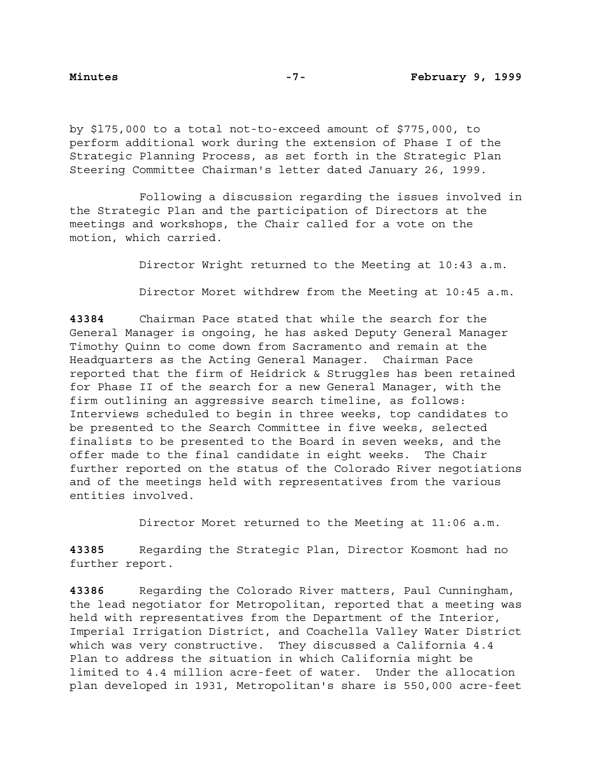by $175,000 to a total not-to-exceed amount of $775,000, to perform additional work during the extension of Phase I of the Strategic Planning Process, as set forth in the Strategic Plan Steering Committee Chairman's letter dated January 26, 1999.

Following a discussion regarding the issues involved in the Strategic Plan and the participation of Directors at the meetings and workshops, the Chair called for a vote on the motion, which carried.

Director Wright returned to the Meeting at 10:43 a.m.

Director Moret withdrew from the Meeting at 10:45 a.m.

**43384** Chairman Pace stated that while the search for the General Manager is ongoing, he has asked Deputy General Manager Timothy Quinn to come down from Sacramento and remain at the Headquarters as the Acting General Manager. Chairman Pace reported that the firm of Heidrick & Struggles has been retained for Phase II of the search for a new General Manager, with the firm outlining an aggressive search timeline, as follows: Interviews scheduled to begin in three weeks, top candidates to be presented to the Search Committee in five weeks, selected finalists to be presented to the Board in seven weeks, and the offer made to the final candidate in eight weeks. The Chair further reported on the status of the Colorado River negotiations and of the meetings held with representatives from the various entities involved.

Director Moret returned to the Meeting at 11:06 a.m.

**43385** Regarding the Strategic Plan, Director Kosmont had no further report.

**43386** Regarding the Colorado River matters, Paul Cunningham, the lead negotiator for Metropolitan, reported that a meeting was held with representatives from the Department of the Interior, Imperial Irrigation District, and Coachella Valley Water District which was very constructive. They discussed a California 4.4 Plan to address the situation in which California might be limited to 4.4 million acre-feet of water. Under the allocation plan developed in 1931, Metropolitan's share is 550,000 acre-feet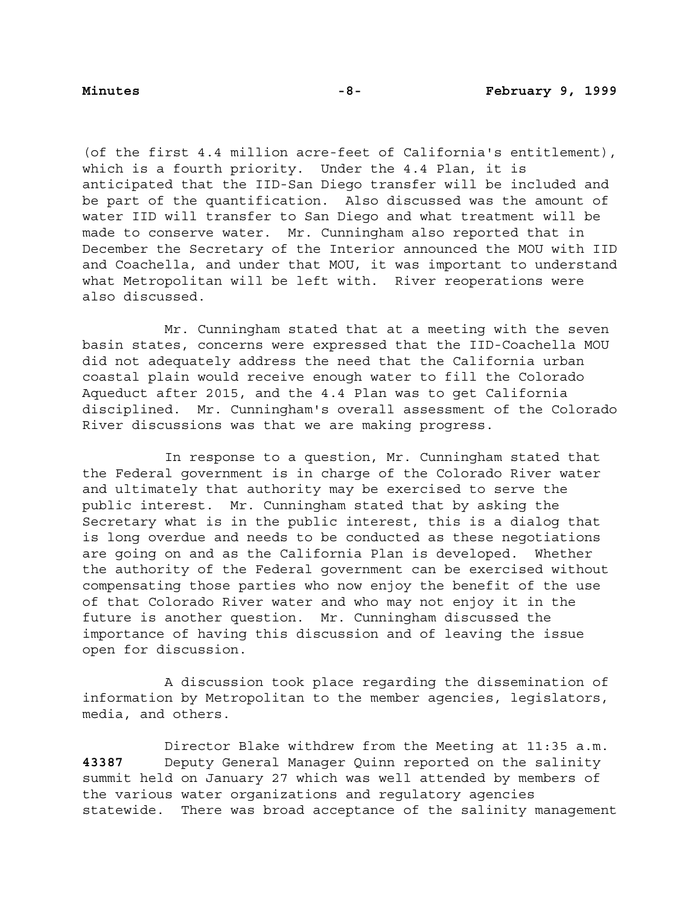(of the first 4.4 million acre-feet of California's entitlement), which is a fourth priority. Under the 4.4 Plan, it is anticipated that the IID-San Diego transfer will be included and be part of the quantification. Also discussed was the amount of water IID will transfer to San Diego and what treatment will be made to conserve water. Mr. Cunningham also reported that in December the Secretary of the Interior announced the MOU with IID and Coachella, and under that MOU, it was important to understand what Metropolitan will be left with. River reoperations were also discussed.

Mr. Cunningham stated that at a meeting with the seven basin states, concerns were expressed that the IID-Coachella MOU did not adequately address the need that the California urban coastal plain would receive enough water to fill the Colorado Aqueduct after 2015, and the 4.4 Plan was to get California disciplined. Mr. Cunningham's overall assessment of the Colorado River discussions was that we are making progress.

In response to a question, Mr. Cunningham stated that the Federal government is in charge of the Colorado River water and ultimately that authority may be exercised to serve the public interest. Mr. Cunningham stated that by asking the Secretary what is in the public interest, this is a dialog that is long overdue and needs to be conducted as these negotiations are going on and as the California Plan is developed. Whether the authority of the Federal government can be exercised without compensating those parties who now enjoy the benefit of the use of that Colorado River water and who may not enjoy it in the future is another question. Mr. Cunningham discussed the importance of having this discussion and of leaving the issue open for discussion.

A discussion took place regarding the dissemination of information by Metropolitan to the member agencies, legislators, media, and others.

Director Blake withdrew from the Meeting at 11:35 a.m.

**43387** Deputy General Manager Quinn reported on the salinity summit held on January 27 which was well attended by members of the various water organizations and regulatory agencies statewide. There was broad acceptance of the salinity management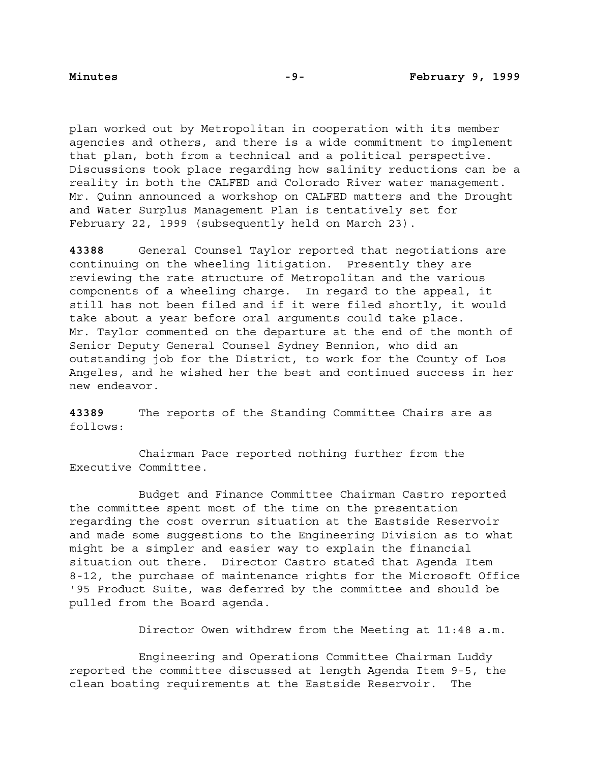plan worked out by Metropolitan in cooperation with its member agencies and others, and there is a wide commitment to implement that plan, both from a technical and a political perspective. Discussions took place regarding how salinity reductions can be a reality in both the CALFED and Colorado River water management. Mr. Quinn announced a workshop on CALFED matters and the Drought and Water Surplus Management Plan is tentatively set for February 22, 1999 (subsequently held on March 23).

**43388** General Counsel Taylor reported that negotiations are continuing on the wheeling litigation. Presently they are reviewing the rate structure of Metropolitan and the various components of a wheeling charge. In regard to the appeal, it still has not been filed and if it were filed shortly, it would take about a year before oral arguments could take place. Mr. Taylor commented on the departure at the end of the month of Senior Deputy General Counsel Sydney Bennion, who did an outstanding job for the District, to work for the County of Los Angeles, and he wished her the best and continued success in her new endeavor.

**43389** The reports of the Standing Committee Chairs are as follows:

Chairman Pace reported nothing further from the Executive Committee.

Budget and Finance Committee Chairman Castro reported the committee spent most of the time on the presentation regarding the cost overrun situation at the Eastside Reservoir and made some suggestions to the Engineering Division as to what might be a simpler and easier way to explain the financial situation out there. Director Castro stated that Agenda Item 8-12, the purchase of maintenance rights for the Microsoft Office '95 Product Suite, was deferred by the committee and should be pulled from the Board agenda.

Director Owen withdrew from the Meeting at 11:48 a.m.

Engineering and Operations Committee Chairman Luddy reported the committee discussed at length Agenda Item 9-5, the clean boating requirements at the Eastside Reservoir. The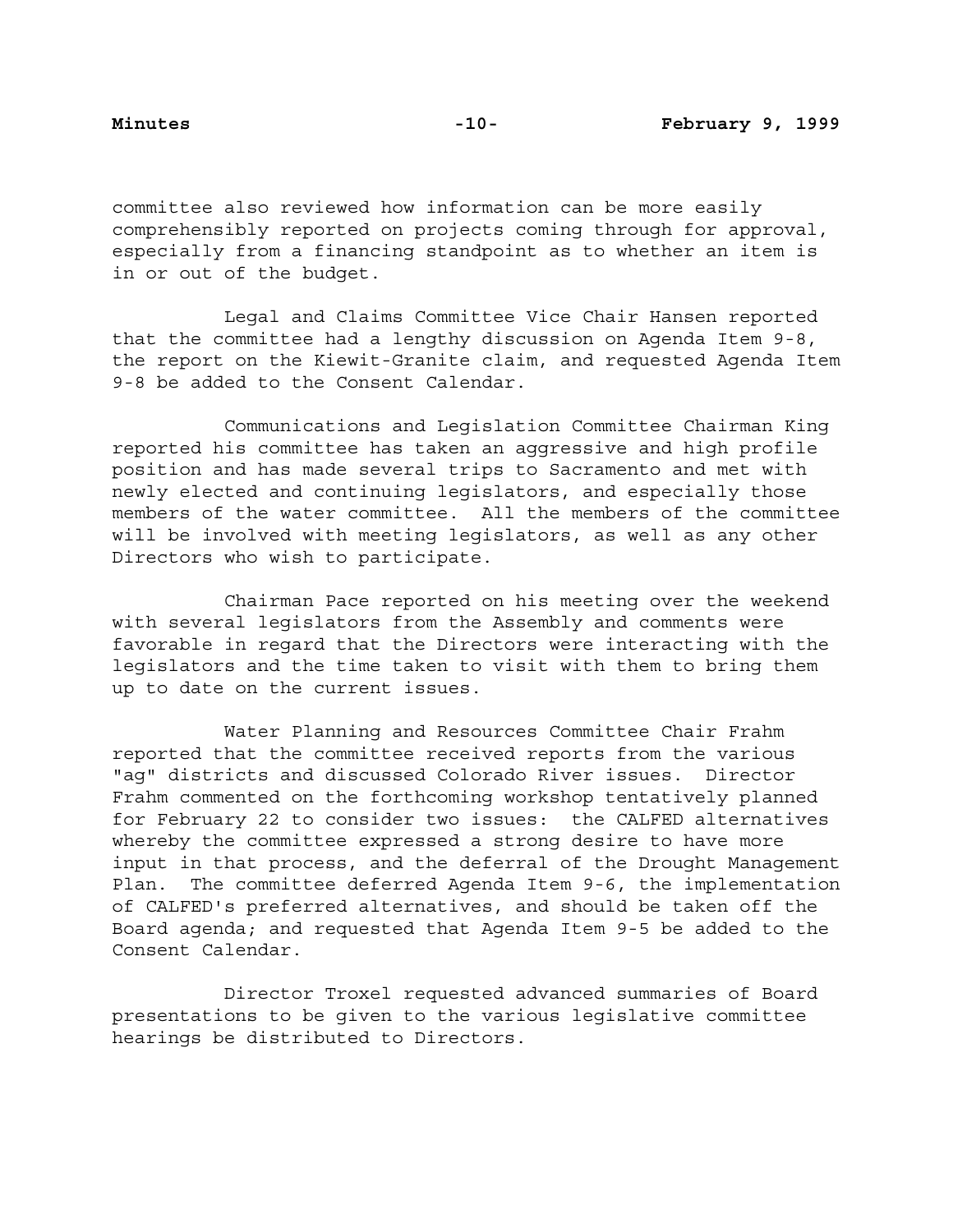committee also reviewed how information can be more easily comprehensibly reported on projects coming through for approval, especially from a financing standpoint as to whether an item is in or out of the budget.

Legal and Claims Committee Vice Chair Hansen reported that the committee had a lengthy discussion on Agenda Item 9-8, the report on the Kiewit-Granite claim, and requested Agenda Item 9-8 be added to the Consent Calendar.

Communications and Legislation Committee Chairman King reported his committee has taken an aggressive and high profile position and has made several trips to Sacramento and met with newly elected and continuing legislators, and especially those members of the water committee. All the members of the committee will be involved with meeting legislators, as well as any other Directors who wish to participate.

Chairman Pace reported on his meeting over the weekend with several legislators from the Assembly and comments were favorable in regard that the Directors were interacting with the legislators and the time taken to visit with them to bring them up to date on the current issues.

Water Planning and Resources Committee Chair Frahm reported that the committee received reports from the various "ag" districts and discussed Colorado River issues. Director Frahm commented on the forthcoming workshop tentatively planned for February 22 to consider two issues: the CALFED alternatives whereby the committee expressed a strong desire to have more input in that process, and the deferral of the Drought Management Plan. The committee deferred Agenda Item 9-6, the implementation of CALFED's preferred alternatives, and should be taken off the Board agenda; and requested that Agenda Item 9-5 be added to the Consent Calendar.

Director Troxel requested advanced summaries of Board presentations to be given to the various legislative committee hearings be distributed to Directors.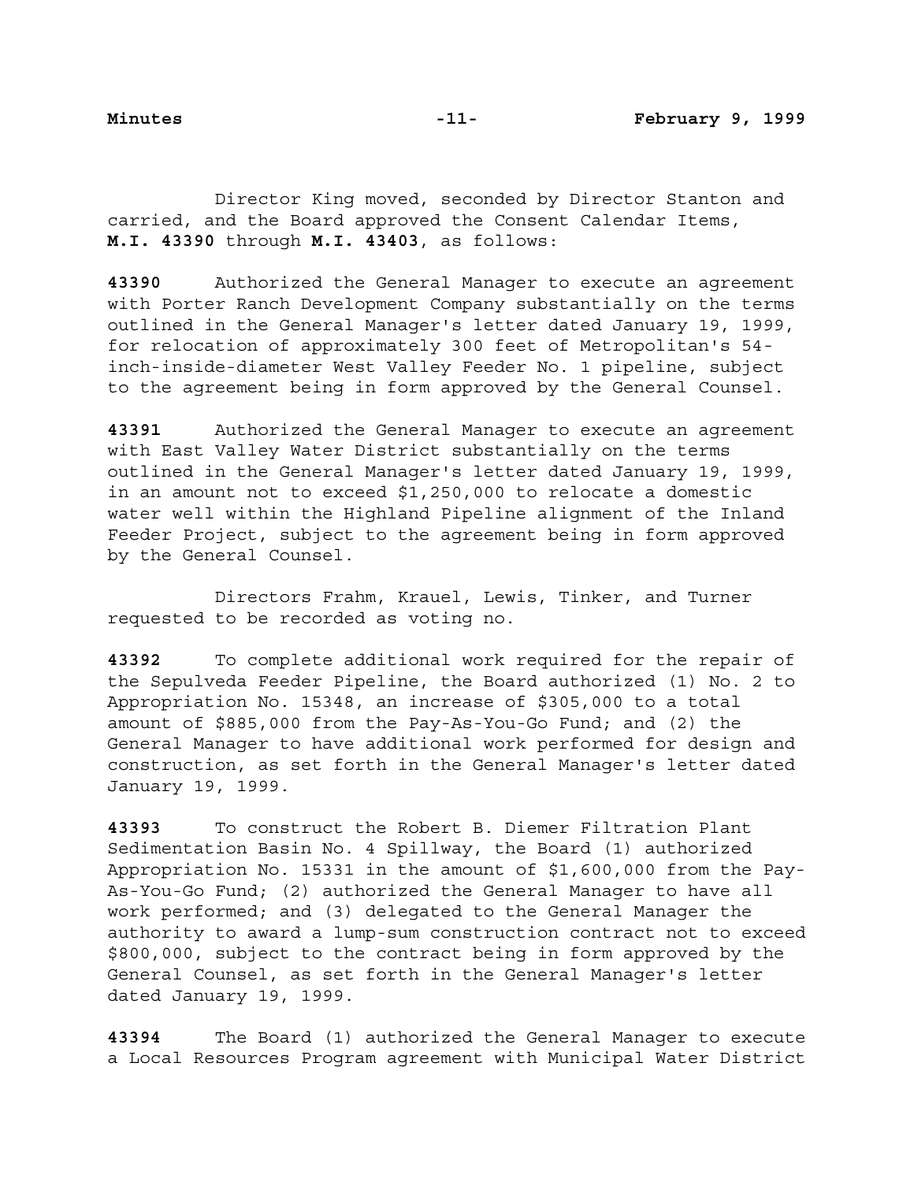Director King moved, seconded by Director Stanton and carried, and the Board approved the Consent Calendar Items, **M.I. 43390** through **M.I. 43403**, as follows:

**43390** Authorized the General Manager to execute an agreement with Porter Ranch Development Company substantially on the terms outlined in the General Manager's letter dated January 19, 1999, for relocation of approximately 300 feet of Metropolitan's 54-inch-inside-diameter West Valley Feeder No. 1 pipeline, subject to the agreement being in form approved by the General Counsel.

**43391** Authorized the General Manager to execute an agreement with East Valley Water District substantially on the terms outlined in the General Manager's letter dated January 19, 1999, in an amount not to exceed $1,250,000 to relocate a domestic water well within the Highland Pipeline alignment of the Inland Feeder Project, subject to the agreement being in form approved by the General Counsel.

Directors Frahm, Krauel, Lewis, Tinker, and Turner requested to be recorded as voting no.

**43392** To complete additional work required for the repair of the Sepulveda Feeder Pipeline, the Board authorized (1) No. 2 to Appropriation No. 15348, an increase of $305,000 to a total amount of $885,000 from the Pay-As-You-Go Fund; and (2) the General Manager to have additional work performed for design and construction, as set forth in the General Manager's letter dated January 19, 1999.

**43393** To construct the Robert B. Diemer Filtration Plant Sedimentation Basin No. 4 Spillway, the Board (1) authorized Appropriation No. 15331 in the amount of $1,600,000 from the Pay-As-You-Go Fund; (2) authorized the General Manager to have all work performed; and (3) delegated to the General Manager the authority to award a lump-sum construction contract not to exceed $800,000, subject to the contract being in form approved by the General Counsel, as set forth in the General Manager's letter dated January 19, 1999.

**43394** The Board (1) authorized the General Manager to execute a Local Resources Program agreement with Municipal Water District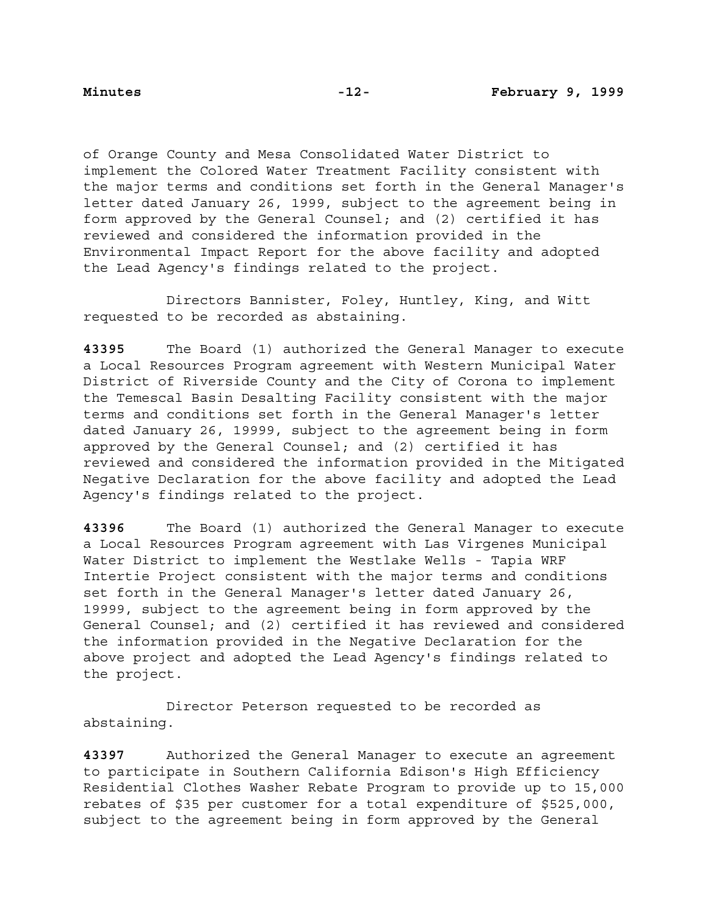of Orange County and Mesa Consolidated Water District to implement the Colored Water Treatment Facility consistent with the major terms and conditions set forth in the General Manager's letter dated January 26, 1999, subject to the agreement being in form approved by the General Counsel; and (2) certified it has reviewed and considered the information provided in the Environmental Impact Report for the above facility and adopted the Lead Agency's findings related to the project.

Directors Bannister, Foley, Huntley, King, and Witt requested to be recorded as abstaining.

**43395** The Board (1) authorized the General Manager to execute a Local Resources Program agreement with Western Municipal Water District of Riverside County and the City of Corona to implement the Temescal Basin Desalting Facility consistent with the major terms and conditions set forth in the General Manager's letter dated January 26, 19999, subject to the agreement being in form approved by the General Counsel; and (2) certified it has reviewed and considered the information provided in the Mitigated Negative Declaration for the above facility and adopted the Lead Agency's findings related to the project.

**43396** The Board (1) authorized the General Manager to execute a Local Resources Program agreement with Las Virgenes Municipal Water District to implement the Westlake Wells - Tapia WRF Intertie Project consistent with the major terms and conditions set forth in the General Manager's letter dated January 26, 19999, subject to the agreement being in form approved by the General Counsel; and (2) certified it has reviewed and considered the information provided in the Negative Declaration for the above project and adopted the Lead Agency's findings related to the project.

Director Peterson requested to be recorded as abstaining.

**43397** Authorized the General Manager to execute an agreement to participate in Southern California Edison's High Efficiency Residential Clothes Washer Rebate Program to provide up to 15,000 rebates of $35 per customer for a total expenditure of $525,000, subject to the agreement being in form approved by the General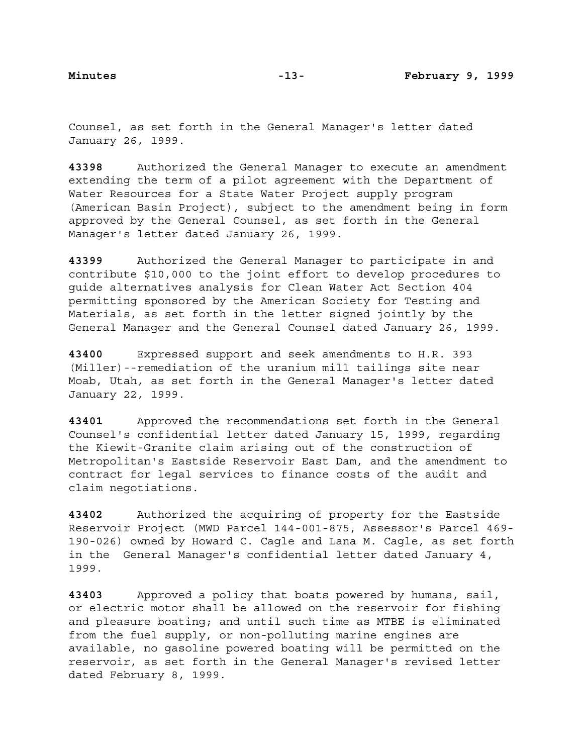Counsel, as set forth in the General Manager's letter dated January 26, 1999.

**43398** Authorized the General Manager to execute an amendment extending the term of a pilot agreement with the Department of Water Resources for a State Water Project supply program (American Basin Project), subject to the amendment being in form approved by the General Counsel, as set forth in the General Manager's letter dated January 26, 1999.

**43399** Authorized the General Manager to participate in and contribute $10,000 to the joint effort to develop procedures to guide alternatives analysis for Clean Water Act Section 404 permitting sponsored by the American Society for Testing and Materials, as set forth in the letter signed jointly by the General Manager and the General Counsel dated January 26, 1999.

**43400** Expressed support and seek amendments to H.R. 393 (Miller)--remediation of the uranium mill tailings site near Moab, Utah, as set forth in the General Manager's letter dated January 22, 1999.

**43401** Approved the recommendations set forth in the General Counsel's confidential letter dated January 15, 1999, regarding the Kiewit-Granite claim arising out of the construction of Metropolitan's Eastside Reservoir East Dam, and the amendment to contract for legal services to finance costs of the audit and claim negotiations.

**43402** Authorized the acquiring of property for the Eastside Reservoir Project (MWD Parcel 144-001-875, Assessor's Parcel 469-190-026) owned by Howard C. Cagle and Lana M. Cagle, as set forth in the General Manager's confidential letter dated January 4, 1999.

**43403** Approved a policy that boats powered by humans, sail, or electric motor shall be allowed on the reservoir for fishing and pleasure boating; and until such time as MTBE is eliminated from the fuel supply, or non-polluting marine engines are available, no gasoline powered boating will be permitted on the reservoir, as set forth in the General Manager's revised letter dated February 8, 1999.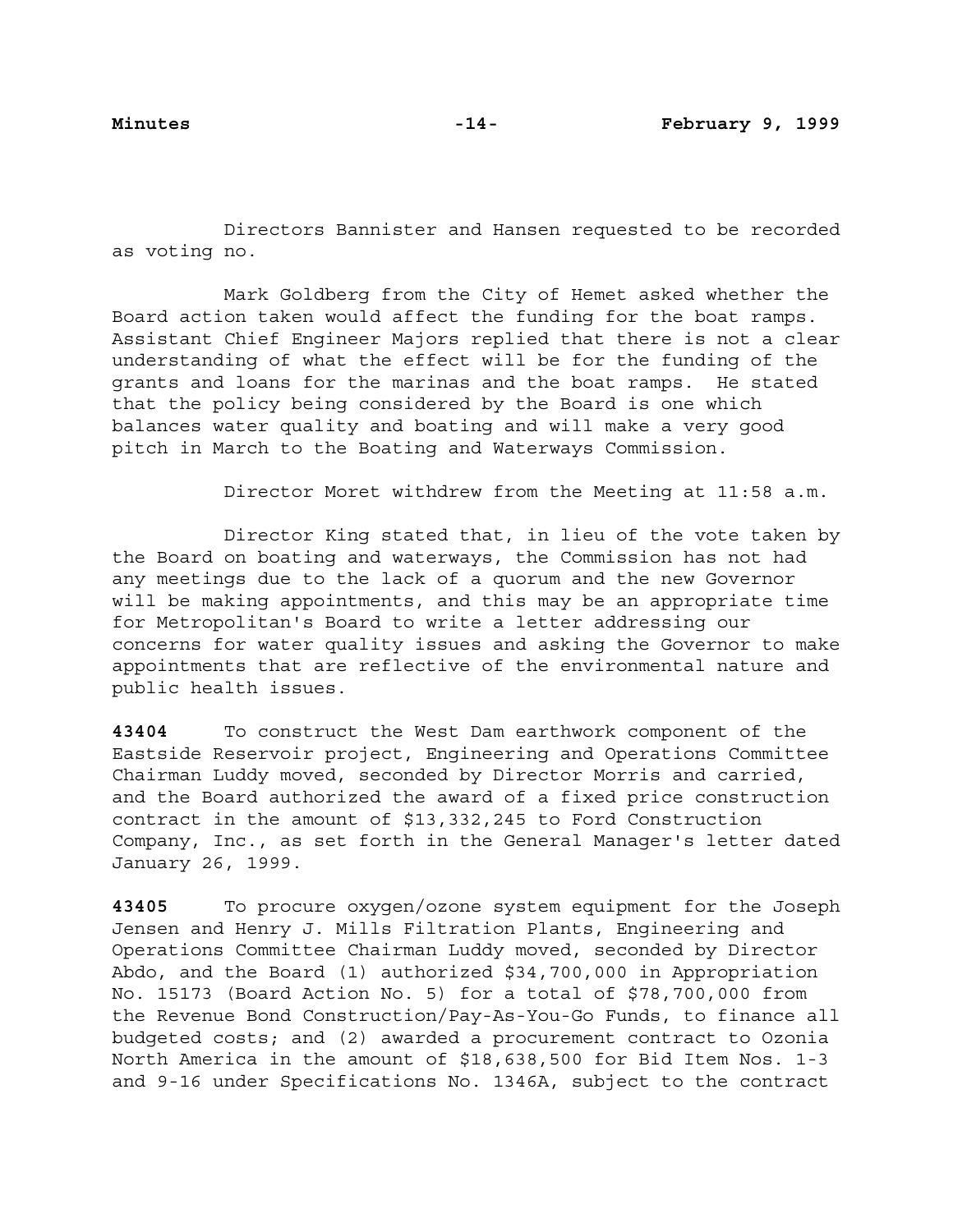Directors Bannister and Hansen requested to be recorded as voting no.

Mark Goldberg from the City of Hemet asked whether the Board action taken would affect the funding for the boat ramps. Assistant Chief Engineer Majors replied that there is not a clear understanding of what the effect will be for the funding of the grants and loans for the marinas and the boat ramps. He stated that the policy being considered by the Board is one which balances water quality and boating and will make a very good pitch in March to the Boating and Waterways Commission.

Director Moret withdrew from the Meeting at 11:58 a.m.

Director King stated that, in lieu of the vote taken by the Board on boating and waterways, the Commission has not had any meetings due to the lack of a quorum and the new Governor will be making appointments, and this may be an appropriate time for Metropolitan's Board to write a letter addressing our concerns for water quality issues and asking the Governor to make appointments that are reflective of the environmental nature and public health issues.

**43404** To construct the West Dam earthwork component of the Eastside Reservoir project, Engineering and Operations Committee Chairman Luddy moved, seconded by Director Morris and carried, and the Board authorized the award of a fixed price construction contract in the amount of $13,332,245 to Ford Construction Company, Inc., as set forth in the General Manager's letter dated January 26, 1999.

**43405** To procure oxygen/ozone system equipment for the Joseph Jensen and Henry J. Mills Filtration Plants, Engineering and Operations Committee Chairman Luddy moved, seconded by Director Abdo, and the Board (1) authorized $34,700,000 in Appropriation No. 15173 (Board Action No. 5) for a total of $78,700,000 from the Revenue Bond Construction/Pay-As-You-Go Funds, to finance all budgeted costs; and (2) awarded a procurement contract to Ozonia North America in the amount of $18,638,500 for Bid Item Nos. 1-3 and 9-16 under Specifications No. 1346A, subject to the contract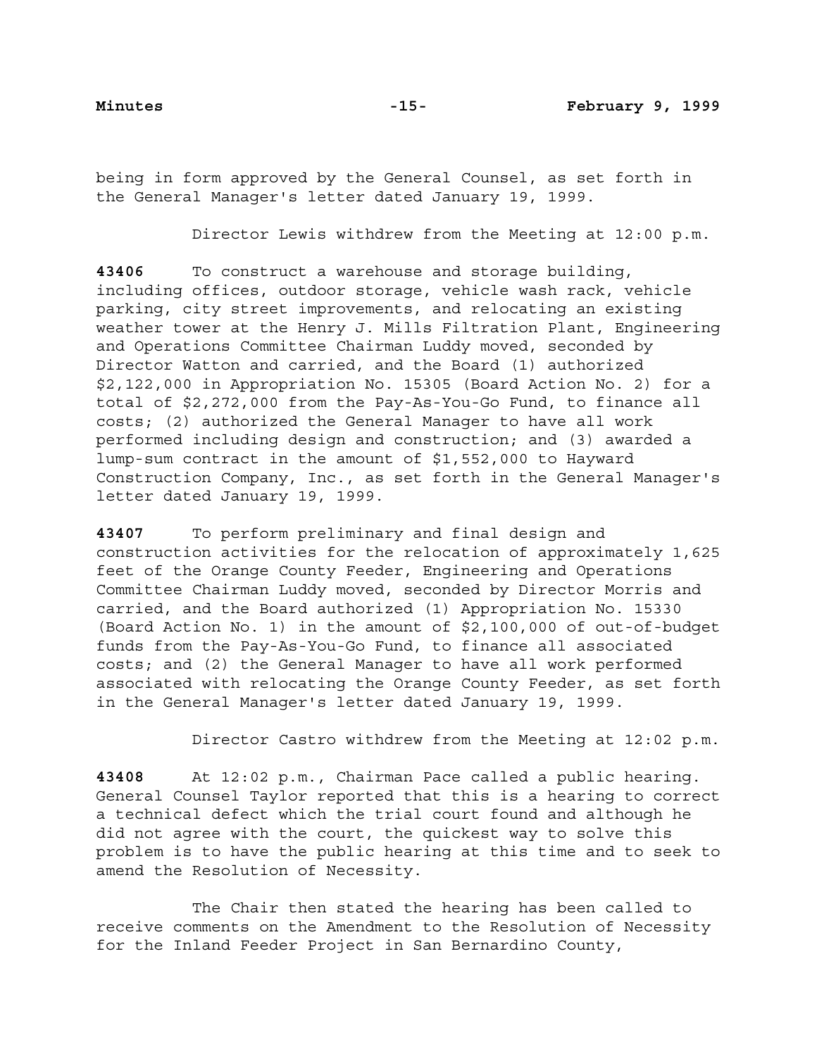being in form approved by the General Counsel, as set forth in the General Manager's letter dated January 19, 1999.

Director Lewis withdrew from the Meeting at 12:00 p.m.

**43406** To construct a warehouse and storage building, including offices, outdoor storage, vehicle wash rack, vehicle parking, city street improvements, and relocating an existing weather tower at the Henry J. Mills Filtration Plant, Engineering and Operations Committee Chairman Luddy moved, seconded by Director Watton and carried, and the Board (1) authorized \$2,122,000 in Appropriation No. 15305 (Board Action No. 2) for a total of \$2,272,000 from the Pay-As-You-Go Fund, to finance all costs; (2) authorized the General Manager to have all work performed including design and construction; and (3) awarded a lump-sum contract in the amount of \$1,552,000 to Hayward Construction Company, Inc., as set forth in the General Manager's letter dated January 19, 1999.

**43407** To perform preliminary and final design and construction activities for the relocation of approximately 1,625 feet of the Orange County Feeder, Engineering and Operations Committee Chairman Luddy moved, seconded by Director Morris and carried, and the Board authorized (1) Appropriation No. 15330 (Board Action No. 1) in the amount of \$2,100,000 of out-of-budget funds from the Pay-As-You-Go Fund, to finance all associated costs; and (2) the General Manager to have all work performed associated with relocating the Orange County Feeder, as set forth in the General Manager's letter dated January 19, 1999.

Director Castro withdrew from the Meeting at 12:02 p.m.

**43408** At 12:02 p.m., Chairman Pace called a public hearing. General Counsel Taylor reported that this is a hearing to correct a technical defect which the trial court found and although he did not agree with the court, the quickest way to solve this problem is to have the public hearing at this time and to seek to amend the Resolution of Necessity.

The Chair then stated the hearing has been called to receive comments on the Amendment to the Resolution of Necessity for the Inland Feeder Project in San Bernardino County,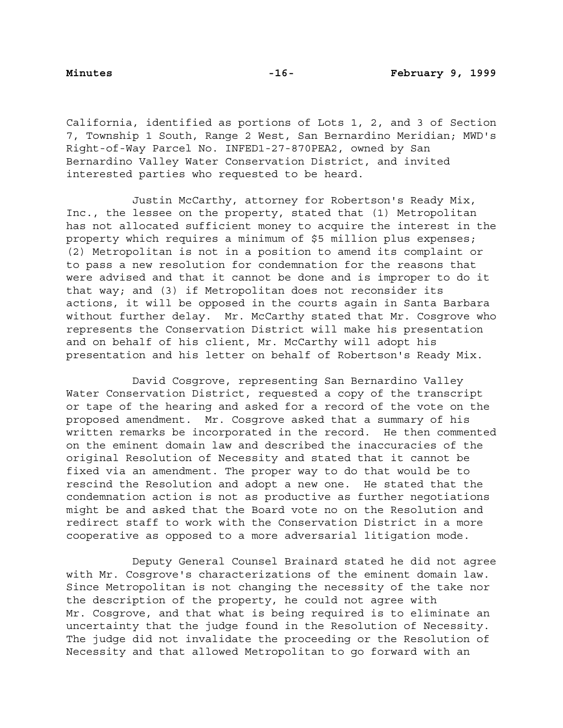California, identified as portions of Lots 1, 2, and 3 of Section 7, Township 1 South, Range 2 West, San Bernardino Meridian; MWD's Right-of-Way Parcel No. INFED1-27-870PEA2, owned by San Bernardino Valley Water Conservation District, and invited interested parties who requested to be heard.

Justin McCarthy, attorney for Robertson's Ready Mix, Inc., the lessee on the property, stated that (1) Metropolitan has not allocated sufficient money to acquire the interest in the property which requires a minimum of $5 million plus expenses; (2) Metropolitan is not in a position to amend its complaint or to pass a new resolution for condemnation for the reasons that were advised and that it cannot be done and is improper to do it that way; and (3) if Metropolitan does not reconsider its actions, it will be opposed in the courts again in Santa Barbara without further delay. Mr. McCarthy stated that Mr. Cosgrove who represents the Conservation District will make his presentation and on behalf of his client, Mr. McCarthy will adopt his presentation and his letter on behalf of Robertson's Ready Mix.

David Cosgrove, representing San Bernardino Valley Water Conservation District, requested a copy of the transcript or tape of the hearing and asked for a record of the vote on the proposed amendment. Mr. Cosgrove asked that a summary of his written remarks be incorporated in the record. He then commented on the eminent domain law and described the inaccuracies of the original Resolution of Necessity and stated that it cannot be fixed via an amendment. The proper way to do that would be to rescind the Resolution and adopt a new one. He stated that the condemnation action is not as productive as further negotiations might be and asked that the Board vote no on the Resolution and redirect staff to work with the Conservation District in a more cooperative as opposed to a more adversarial litigation mode.

Deputy General Counsel Brainard stated he did not agree with Mr. Cosgrove's characterizations of the eminent domain law. Since Metropolitan is not changing the necessity of the take nor the description of the property, he could not agree with Mr. Cosgrove, and that what is being required is to eliminate an uncertainty that the judge found in the Resolution of Necessity. The judge did not invalidate the proceeding or the Resolution of Necessity and that allowed Metropolitan to go forward with an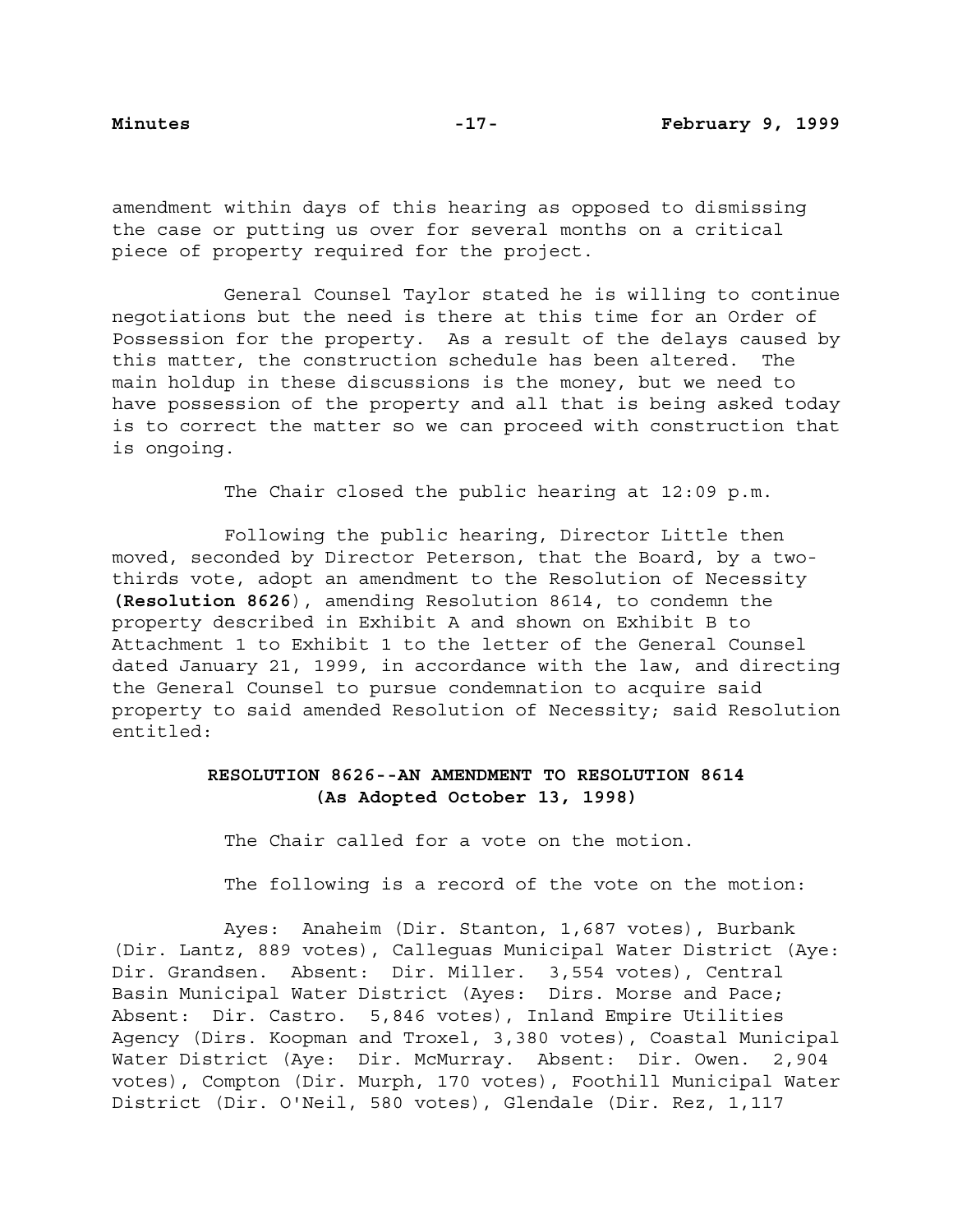amendment within days of this hearing as opposed to dismissing the case or putting us over for several months on a critical piece of property required for the project.

General Counsel Taylor stated he is willing to continue negotiations but the need is there at this time for an Order of Possession for the property. As a result of the delays caused by this matter, the construction schedule has been altered. The main holdup in these discussions is the money, but we need to have possession of the property and all that is being asked today is to correct the matter so we can proceed with construction that is ongoing.

The Chair closed the public hearing at 12:09 p.m.

Following the public hearing, Director Little then moved, seconded by Director Peterson, that the Board, by a two-thirds vote, adopt an amendment to the Resolution of Necessity **(Resolution 8626**), amending Resolution 8614, to condemn the property described in Exhibit A and shown on Exhibit B to Attachment 1 to Exhibit 1 to the letter of the General Counsel dated January 21, 1999, in accordance with the law, and directing the General Counsel to pursue condemnation to acquire said property to said amended Resolution of Necessity; said Resolution entitled:

**RESOLUTION 8626--AN AMENDMENT TO RESOLUTION 8614 (As Adopted October 13, 1998)**

The Chair called for a vote on the motion.

The following is a record of the vote on the motion:

Ayes: Anaheim (Dir. Stanton, 1,687 votes), Burbank (Dir. Lantz, 889 votes), Calleguas Municipal Water District (Aye: Dir. Grandsen. Absent: Dir. Miller. 3,554 votes), Central Basin Municipal Water District (Ayes: Dirs. Morse and Pace; Absent: Dir. Castro. 5,846 votes), Inland Empire Utilities Agency (Dirs. Koopman and Troxel, 3,380 votes), Coastal Municipal Water District (Aye: Dir. McMurray. Absent: Dir. Owen. 2,904 votes), Compton (Dir. Murph, 170 votes), Foothill Municipal Water District (Dir. O'Neil, 580 votes), Glendale (Dir. Rez, 1,117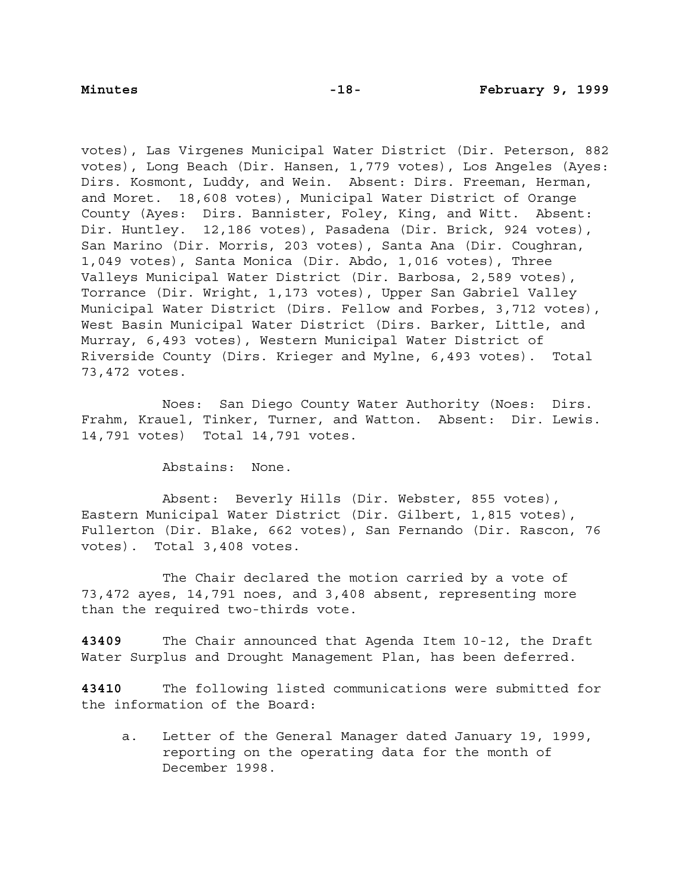votes), Las Virgenes Municipal Water District (Dir. Peterson, 882 votes), Long Beach (Dir. Hansen, 1,779 votes), Los Angeles (Ayes: Dirs. Kosmont, Luddy, and Wein. Absent: Dirs. Freeman, Herman, and Moret. 18,608 votes), Municipal Water District of Orange County (Ayes: Dirs. Bannister, Foley, King, and Witt. Absent: Dir. Huntley. 12,186 votes), Pasadena (Dir. Brick, 924 votes), San Marino (Dir. Morris, 203 votes), Santa Ana (Dir. Coughran, 1,049 votes), Santa Monica (Dir. Abdo, 1,016 votes), Three Valleys Municipal Water District (Dir. Barbosa, 2,589 votes), Torrance (Dir. Wright, 1,173 votes), Upper San Gabriel Valley Municipal Water District (Dirs. Fellow and Forbes, 3,712 votes), West Basin Municipal Water District (Dirs. Barker, Little, and Murray, 6,493 votes), Western Municipal Water District of Riverside County (Dirs. Krieger and Mylne, 6,493 votes). Total 73,472 votes.

Noes: San Diego County Water Authority (Noes: Dirs. Frahm, Krauel, Tinker, Turner, and Watton. Absent: Dir. Lewis. 14,791 votes) Total 14,791 votes.

Abstains: None.

Absent: Beverly Hills (Dir. Webster, 855 votes), Eastern Municipal Water District (Dir. Gilbert, 1,815 votes), Fullerton (Dir. Blake, 662 votes), San Fernando (Dir. Rascon, 76 votes). Total 3,408 votes.

The Chair declared the motion carried by a vote of 73,472 ayes, 14,791 noes, and 3,408 absent, representing more than the required two-thirds vote.

**43409** The Chair announced that Agenda Item 10-12, the Draft Water Surplus and Drought Management Plan, has been deferred.

**43410** The following listed communications were submitted for the information of the Board:

a. Letter of the General Manager dated January 19, 1999, reporting on the operating data for the month of December 1998.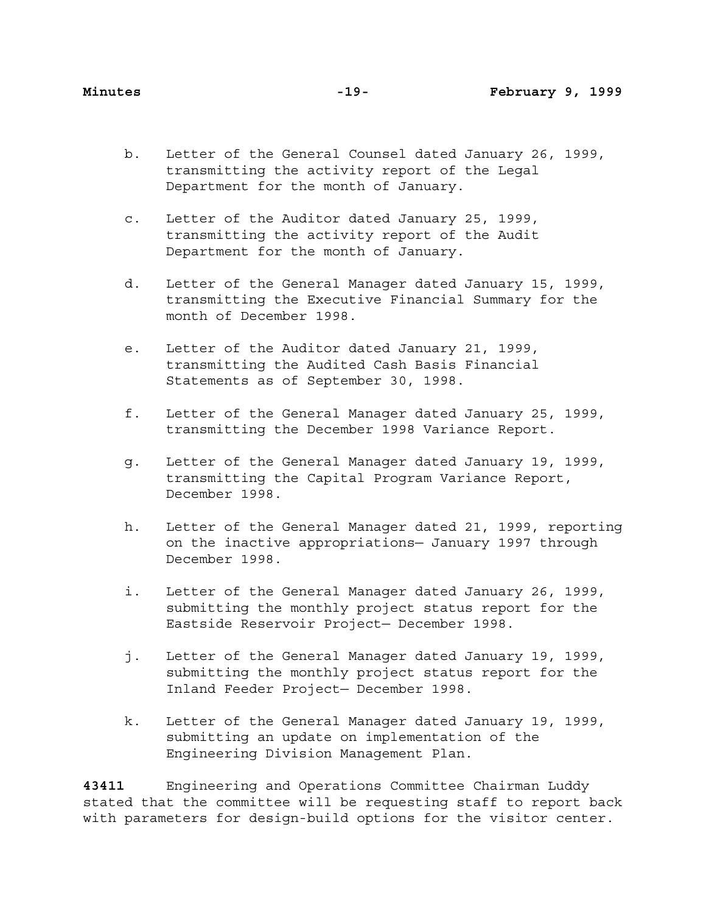b. Letter of the General Counsel dated January 26, 1999, transmitting the activity report of the Legal Department for the month of January.

c. Letter of the Auditor dated January 25, 1999, transmitting the activity report of the Audit Department for the month of January.

d. Letter of the General Manager dated January 15, 1999, transmitting the Executive Financial Summary for the month of December 1998.

e. Letter of the Auditor dated January 21, 1999, transmitting the Audited Cash Basis Financial Statements as of September 30, 1998.

f. Letter of the General Manager dated January 25, 1999, transmitting the December 1998 Variance Report.

g. Letter of the General Manager dated January 19, 1999, transmitting the Capital Program Variance Report, December 1998.

h. Letter of the General Manager dated 21, 1999, reporting on the inactive appropriations— January 1997 through December 1998.

i. Letter of the General Manager dated January 26, 1999, submitting the monthly project status report for the Eastside Reservoir Project— December 1998.

j. Letter of the General Manager dated January 19, 1999, submitting the monthly project status report for the Inland Feeder Project— December 1998.

k. Letter of the General Manager dated January 19, 1999, submitting an update on implementation of the Engineering Division Management Plan.

**43411** Engineering and Operations Committee Chairman Luddy stated that the committee will be requesting staff to report back with parameters for design-build options for the visitor center.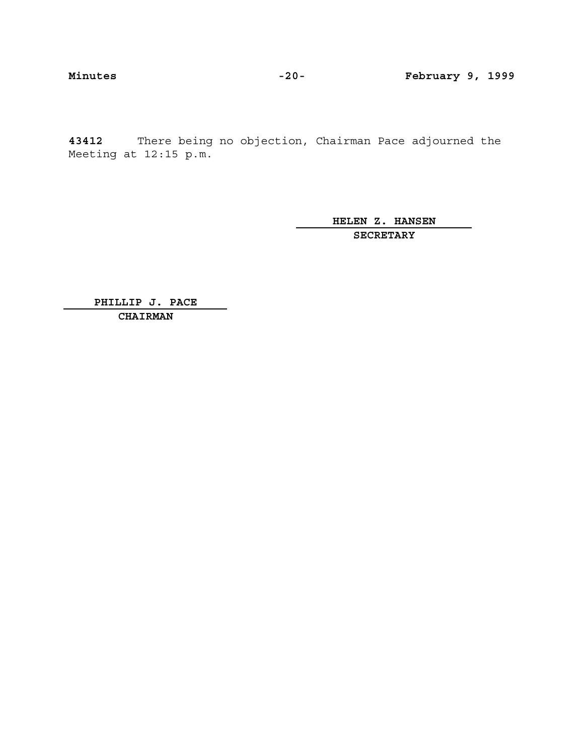**43412** There being no objection, Chairman Pace adjourned the Meeting at 12:15 p.m.

**HELEN Z. HANSEN**
**SECRETARY**

**PHILLIP J. PACE**
**CHAIRMAN**